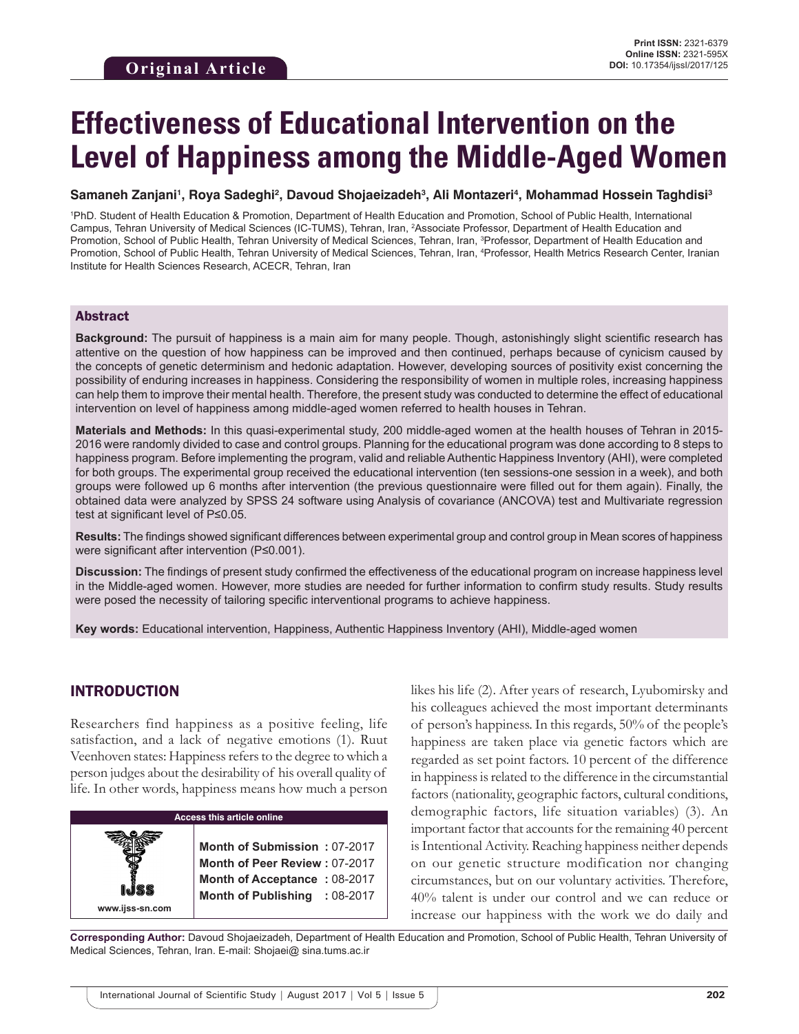**Original Article**

Print ISSN: 2321-6379
Online ISSN: 2321-595X
DOI: 10.17354/ijssI/2017/125

# Effectiveness of Educational Intervention on the Level of Happiness among the Middle-Aged Women

**Samaneh Zanjani[1], Roya Sadeghi[2], Davoud Shojaeizadeh[3], Ali Montazeri[4], Mohammad Hossein Taghdisi[3]**

[1]PhD. Student of Health Education & Promotion, Department of Health Education and Promotion, School of Public Health, International Campus, Tehran University of Medical Sciences (IC-TUMS), Tehran, Iran, [2]Associate Professor, Department of Health Education and Promotion, School of Public Health, Tehran University of Medical Sciences, Tehran, Iran, [3]Professor, Department of Health Education and Promotion, School of Public Health, Tehran University of Medical Sciences, Tehran, Iran, [4]Professor, Health Metrics Research Center, Iranian Institute for Health Sciences Research, ACECR, Tehran, Iran

## Abstract

**Background:** The pursuit of happiness is a main aim for many people. Though, astonishingly slight scientific research has attentive on the question of how happiness can be improved and then continued, perhaps because of cynicism caused by the concepts of genetic determinism and hedonic adaptation. However, developing sources of positivity exist concerning the possibility of enduring increases in happiness. Considering the responsibility of women in multiple roles, increasing happiness can help them to improve their mental health. Therefore, the present study was conducted to determine the effect of educational intervention on level of happiness among middle-aged women referred to health houses in Tehran.

**Materials and Methods:** In this quasi-experimental study, 200 middle-aged women at the health houses of Tehran in 2015-2016 were randomly divided to case and control groups. Planning for the educational program was done according to 8 steps to happiness program. Before implementing the program, valid and reliable Authentic Happiness Inventory (AHI), were completed for both groups. The experimental group received the educational intervention (ten sessions-one session in a week), and both groups were followed up 6 months after intervention (the previous questionnaire were filled out for them again). Finally, the obtained data were analyzed by SPSS 24 software using Analysis of covariance (ANCOVA) test and Multivariate regression test at significant level of P≤0.05.

**Results:** The findings showed significant differences between experimental group and control group in Mean scores of happiness were significant after intervention (P≤0.001).

**Discussion:** The findings of present study confirmed the effectiveness of the educational program on increase happiness level in the Middle-aged women. However, more studies are needed for further information to confirm study results. Study results were posed the necessity of tailoring specific interventional programs to achieve happiness.

**Key words:** Educational intervention, Happiness, Authentic Happiness Inventory (AHI), Middle-aged women

| Access this article online | |
|---|---|
| www.ijss-sn.com | **Month of Submission :** 07-2017<br>**Month of Peer Review :** 07-2017<br>**Month of Acceptance :** 08-2017<br>**Month of Publishing :** 08-2017 |

## INTRODUCTION

Researchers find happiness as a positive feeling, life satisfaction, and a lack of negative emotions (1). Ruut Veenhoven states: Happiness refers to the degree to which a person judges about the desirability of his overall quality of life. In other words, happiness means how much a person likes his life (2). After years of research, Lyubomirsky and his colleagues achieved the most important determinants of person's happiness. In this regards, 50% of the people's happiness are taken place via genetic factors which are regarded as set point factors. 10 percent of the difference in happiness is related to the difference in the circumstantial factors (nationality, geographic factors, cultural conditions, demographic factors, life situation variables) (3). An important factor that accounts for the remaining 40 percent is Intentional Activity. Reaching happiness neither depends on our genetic structure modification nor changing circumstances, but on our voluntary activities. Therefore, 40% talent is under our control and we can reduce or increase our happiness with the work we do daily and

**Corresponding Author:** Davoud Shojaeizadeh, Department of Health Education and Promotion, School of Public Health, Tehran University of Medical Sciences, Tehran, Iran. E-mail: Shojaei@ sina.tums.ac.ir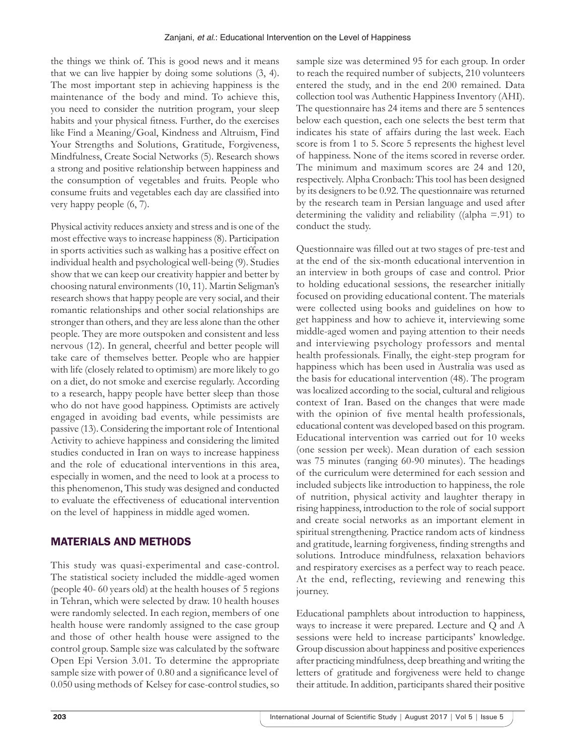the things we think of. This is good news and it means that we can live happier by doing some solutions (3, 4). The most important step in achieving happiness is the maintenance of the body and mind. To achieve this, you need to consider the nutrition program, your sleep habits and your physical fitness. Further, do the exercises like Find a Meaning/Goal, Kindness and Altruism, Find Your Strengths and Solutions, Gratitude, Forgiveness, Mindfulness, Create Social Networks (5). Research shows a strong and positive relationship between happiness and the consumption of vegetables and fruits. People who consume fruits and vegetables each day are classified into very happy people (6, 7).

Physical activity reduces anxiety and stress and is one of the most effective ways to increase happiness (8). Participation in sports activities such as walking has a positive effect on individual health and psychological well-being (9). Studies show that we can keep our creativity happier and better by choosing natural environments (10, 11). Martin Seligman's research shows that happy people are very social, and their romantic relationships and other social relationships are stronger than others, and they are less alone than the other people. They are more outspoken and consistent and less nervous (12). In general, cheerful and better people will take care of themselves better. People who are happier with life (closely related to optimism) are more likely to go on a diet, do not smoke and exercise regularly. According to a research, happy people have better sleep than those who do not have good happiness. Optimists are actively engaged in avoiding bad events, while pessimists are passive (13). Considering the important role of Intentional Activity to achieve happiness and considering the limited studies conducted in Iran on ways to increase happiness and the role of educational interventions in this area, especially in women, and the need to look at a process to this phenomenon, This study was designed and conducted to evaluate the effectiveness of educational intervention on the level of happiness in middle aged women.

## MATERIALS AND METHODS

This study was quasi-experimental and case-control. The statistical society included the middle-aged women (people 40- 60 years old) at the health houses of 5 regions in Tehran, which were selected by draw. 10 health houses were randomly selected. In each region, members of one health house were randomly assigned to the case group and those of other health house were assigned to the control group. Sample size was calculated by the software Open Epi Version 3.01. To determine the appropriate sample size with power of 0.80 and a significance level of 0.050 using methods of Kelsey for case-control studies, so sample size was determined 95 for each group. In order to reach the required number of subjects, 210 volunteers entered the study, and in the end 200 remained. Data collection tool was Authentic Happiness Inventory (AHI). The questionnaire has 24 items and there are 5 sentences below each question, each one selects the best term that indicates his state of affairs during the last week. Each score is from 1 to 5. Score 5 represents the highest level of happiness. None of the items scored in reverse order. The minimum and maximum scores are 24 and 120, respectively. Alpha Cronbach: This tool has been designed by its designers to be 0.92. The questionnaire was returned by the research team in Persian language and used after determining the validity and reliability ((alpha =.91) to conduct the study.

Questionnaire was filled out at two stages of pre-test and at the end of the six-month educational intervention in an interview in both groups of case and control. Prior to holding educational sessions, the researcher initially focused on providing educational content. The materials were collected using books and guidelines on how to get happiness and how to achieve it, interviewing some middle-aged women and paying attention to their needs and interviewing psychology professors and mental health professionals. Finally, the eight-step program for happiness which has been used in Australia was used as the basis for educational intervention (48). The program was localized according to the social, cultural and religious context of Iran. Based on the changes that were made with the opinion of five mental health professionals, educational content was developed based on this program. Educational intervention was carried out for 10 weeks (one session per week). Mean duration of each session was 75 minutes (ranging 60-90 minutes). The headings of the curriculum were determined for each session and included subjects like introduction to happiness, the role of nutrition, physical activity and laughter therapy in rising happiness, introduction to the role of social support and create social networks as an important element in spiritual strengthening. Practice random acts of kindness and gratitude, learning forgiveness, finding strengths and solutions. Introduce mindfulness, relaxation behaviors and respiratory exercises as a perfect way to reach peace. At the end, reflecting, reviewing and renewing this journey.

Educational pamphlets about introduction to happiness, ways to increase it were prepared. Lecture and Q and A sessions were held to increase participants' knowledge. Group discussion about happiness and positive experiences after practicing mindfulness, deep breathing and writing the letters of gratitude and forgiveness were held to change their attitude. In addition, participants shared their positive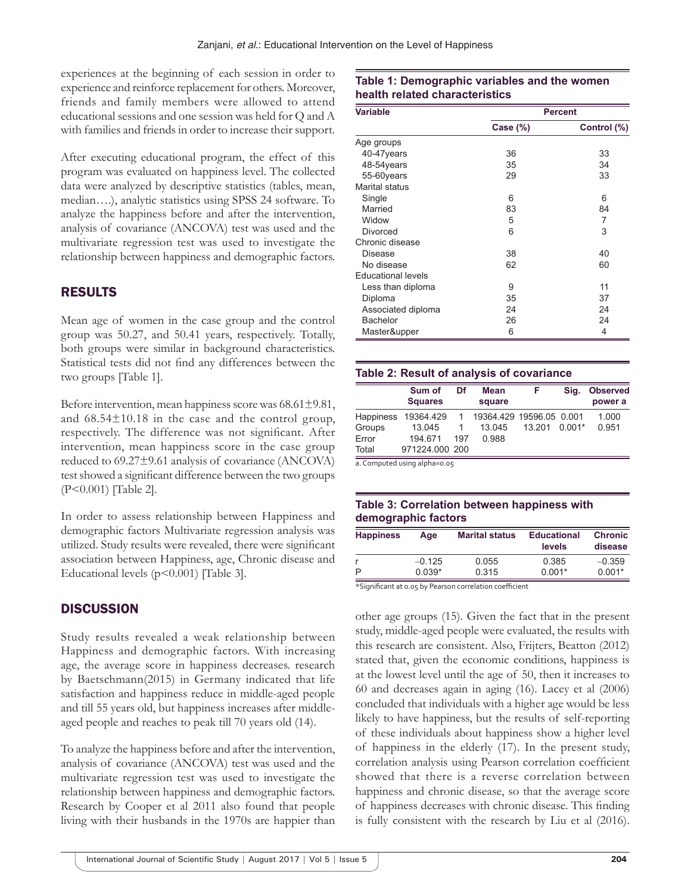experiences at the beginning of each session in order to experience and reinforce replacement for others. Moreover, friends and family members were allowed to attend educational sessions and one session was held for Q and A with families and friends in order to increase their support.

After executing educational program, the effect of this program was evaluated on happiness level. The collected data were analyzed by descriptive statistics (tables, mean, median….), analytic statistics using SPSS 24 software. To analyze the happiness before and after the intervention, analysis of covariance (ANCOVA) test was used and the multivariate regression test was used to investigate the relationship between happiness and demographic factors.

## RESULTS

Mean age of women in the case group and the control group was 50.27, and 50.41 years, respectively. Totally, both groups were similar in background characteristics. Statistical tests did not find any differences between the two groups [Table 1].

Before intervention, mean happiness score was 68.61±9.81, and 68.54±10.18 in the case and the control group, respectively. The difference was not significant. After intervention, mean happiness score in the case group reduced to 69.27±9.61 analysis of covariance (ANCOVA) test showed a significant difference between the two groups ($P<0.001$) [Table 2].

In order to assess relationship between Happiness and demographic factors Multivariate regression analysis was utilized. Study results were revealed, there were significant association between Happiness, age, Chronic disease and Educational levels ($p<0.001$) [Table 3].

**Table 1: Demographic variables and the women health related characteristics**

| Variable | Percent | |
|---|---|---|
| | Case (%) | Control (%) |
| Age groups | | |
| 40-47years | 36 | 33 |
| 48-54years | 35 | 34 |
| 55-60years | 29 | 33 |
| Marital status | | |
| Single | 6 | 6 |
| Married | 83 | 84 |
| Widow | 5 | 7 |
| Divorced | 6 | 3 |
| Chronic disease | | |
| Disease | 38 | 40 |
| No disease | 62 | 60 |
| Educational levels | | |
| Less than diploma | 9 | 11 |
| Diploma | 35 | 37 |
| Associated diploma | 24 | 24 |
| Bachelor | 26 | 24 |
| Master&upper | 6 | 4 |

**Table 2: Result of analysis of covariance**

| | Sum of Squares | Df | Mean square | F | Sig. | Observed power a |
|---|---|---|---|---|---|---|
| Happiness | 19364.429 | 1 | 19364.429 | 19596.05 | 0.001 | 1.000 |
| Groups | 13.045 | 1 | 13.045 | 13.201 | 0.001* | 0.951 |
| Error | 194.671 | 197 | 0.988 | | | |
| Total | 971224.000 | 200 | | | | |

a. Computed using alpha=0.05

**Table 3: Correlation between happiness with demographic factors**

| Happiness | Age | Marital status | Educational levels | Chronic disease |
|---|---|---|---|---|
| r | −0.125 | 0.055 | 0.385 | −0.359 |
| P | 0.039* | 0.315 | 0.001* | 0.001* |

*Significant at 0.05 by Pearson correlation coefficient

## DISCUSSION

Study results revealed a weak relationship between Happiness and demographic factors. With increasing age, the average score in happiness decreases. research by Baetschmann(2015) in Germany indicated that life satisfaction and happiness reduce in middle-aged people and till 55 years old, but happiness increases after middle-aged people and reaches to peak till 70 years old (14).

To analyze the happiness before and after the intervention, analysis of covariance (ANCOVA) test was used and the multivariate regression test was used to investigate the relationship between happiness and demographic factors. Research by Cooper et al 2011 also found that people living with their husbands in the 1970s are happier than other age groups (15). Given the fact that in the present study, middle-aged people were evaluated, the results with this research are consistent. Also, Frijters, Beatton (2012) stated that, given the economic conditions, happiness is at the lowest level until the age of 50, then it increases to 60 and decreases again in aging (16). Lacey et al (2006) concluded that individuals with a higher age would be less likely to have happiness, but the results of self-reporting of these individuals about happiness show a higher level of happiness in the elderly (17). In the present study, correlation analysis using Pearson correlation coefficient showed that there is a reverse correlation between happiness and chronic disease, so that the average score of happiness decreases with chronic disease. This finding is fully consistent with the research by Liu et al (2016).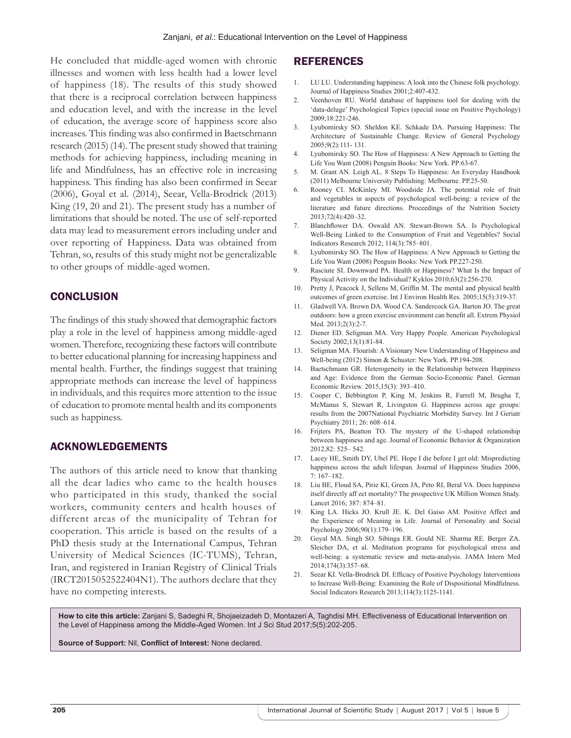He concluded that middle-aged women with chronic illnesses and women with less health had a lower level of happiness (18). The results of this study showed that there is a reciprocal correlation between happiness and education level, and with the increase in the level of education, the average score of happiness score also increases. This finding was also confirmed in Baetschmann research (2015) (14). The present study showed that training methods for achieving happiness, including meaning in life and Mindfulness, has an effective role in increasing happiness. This finding has also been confirmed in Seear (2006), Goyal et al. (2014), Seear, Vella-Brodrick (2013) King (19, 20 and 21). The present study has a number of limitations that should be noted. The use of self-reported data may lead to measurement errors including under and over reporting of Happiness. Data was obtained from Tehran, so, results of this study might not be generalizable to other groups of middle-aged women.

## CONCLUSION

The findings of this study showed that demographic factors play a role in the level of happiness among middle-aged women. Therefore, recognizing these factors will contribute to better educational planning for increasing happiness and mental health. Further, the findings suggest that training appropriate methods can increase the level of happiness in individuals, and this requires more attention to the issue of education to promote mental health and its components such as happiness.

## ACKNOWLEDGEMENTS

The authors of this article need to know that thanking all the dear ladies who came to the health houses who participated in this study, thanked the social workers, community centers and health houses of different areas of the municipality of Tehran for cooperation. This article is based on the results of a PhD thesis study at the International Campus, Tehran University of Medical Sciences (IC-TUMS), Tehran, Iran, and registered in Iranian Registry of Clinical Trials (IRCT2015052522404N1). The authors declare that they have no competing interests.

## REFERENCES

1. LU LU. Understanding happiness: A look into the Chinese folk psychology. Journal of Happiness Studies 2001;2:407-432.
2. Veenhoven RU. World database of happiness tool for dealing with the 'data-deluge' Psychological Topics (special issue on Positive Psychology) 2009;18:221-246.
3. Lyubomirsky SO. Sheldon KE. Schkade DA. Pursuing Happiness: The Architecture of Sustainable Change. Review of General Psychology 2005;9(2):111- 131.
4. Lyubomirsky SO. The How of Happiness: A New Approach to Getting the Life You Want (2008) Penguin Books: New York. PP:63-67.
5. M. Grant AN. Leigh AL. 8 Steps To Happiness: An Everyday Handbook (2011) Melbourne University Publishing: Melbourne. PP.25-50.
6. Rooney CI. McKinley MI. Woodside JA. The potential role of fruit and vegetables in aspects of psychological well-being: a review of the literature and future directions. Proceedings of the Nutrition Society 2013;72(4):420–32.
7. Blanchflower DA. Oswald AN. Stewart-Brown SA. Is Psychological Well-Being Linked to the Consumption of Fruit and Vegetables? Social Indicators Research 2012; 114(3):785–801.
8. Lyubomirsky SO. The How of Happiness: A New Approach to Getting the Life You Want (2008) Penguin Books: New York PP.227-250.
9. Rasciute SI. Downward PA. Health or Happiness? What Is the Impact of Physical Activity on the Individual? Kyklos 2010;63(2):256-270.
10. Pretty J, Peacock J, Sellens M, Griffin M. The mental and physical health outcomes of green exercise. Int J Environ Health Res. 2005;15(5):319-37.
11. Gladwell VA. Brown DA. Wood CA. Sandercock GA. Barton JO. The great outdoors: how a green exercise environment can benefit all. Extrem Physiol Med. 2013;2(3):2-7.
12. Diener ED. Seligman MA. Very Happy People. American Psychological Society 2002;13(1):81-84.
13. Seligman MA. Flourish: A Visionary New Understanding of Happiness and Well-being (2012) Simon & Schuster: New York. PP.194-208.
14. Baetschmann GR. Heterogeneity in the Relationship between Happiness and Age: Evidence from the German Socio-Economic Panel. German Economic Review. 2015,15(3): 393–410.
15. Cooper C, Bebbington P, King M, Jenkins R, Farrell M, Brugha T, McManus S, Stewart R, Livingston G. Happiness across age groups: results from the 2007National Psychiatric Morbidity Survey. Int J Geriatr Psychiatry 2011; 26: 608–614.
16. Frijters PA, Beatton TO. The mystery of the U-shaped relationship between happiness and age. Journal of Economic Behavior & Organization 2012,82: 525– 542.
17. Lacey HE, Smith DY, Ubel PE. Hope I die before I get old: Mispredicting happiness across the adult lifespan. Journal of Happiness Studies 2006, 7: 167–182.
18. Liu BE, Floud SA, Pirie KI, Green JA, Peto RI, Beral VA. Does happiness itself directly aff ect mortality? The prospective UK Million Women Study. Lancet 2016; 387: 874–81.
19. King LA. Hicks JO. Krull JE. K. Del Gaiso AM. Positive Affect and the Experience of Meaning in Life. Journal of Personality and Social Psychology 2006;90(1):179–196.
20. Goyal MA. Singh SO. Sibinga ER. Gould NE. Sharma RE. Berger ZA. Sleicher DA, et al. Meditation programs for psychological stress and well-being: a systematic review and meta-analysis. JAMA Intern Med 2014;174(3):357–68.
21. Seear KI. Vella-Brodrick DI. Efficacy of Positive Psychology Interventions to Increase Well-Being: Examining the Role of Dispositional Mindfulness. Social Indicators Research 2013;114(3):1125-1141.

**How to cite this article:** Zanjani S, Sadeghi R, Shojaeizadeh D, Montazeri A, Taghdisi MH. Effectiveness of Educational Intervention on the Level of Happiness among the Middle-Aged Women. Int J Sci Stud 2017;5(5):202-205.

**Source of Support:** Nil, **Conflict of Interest:** None declared.